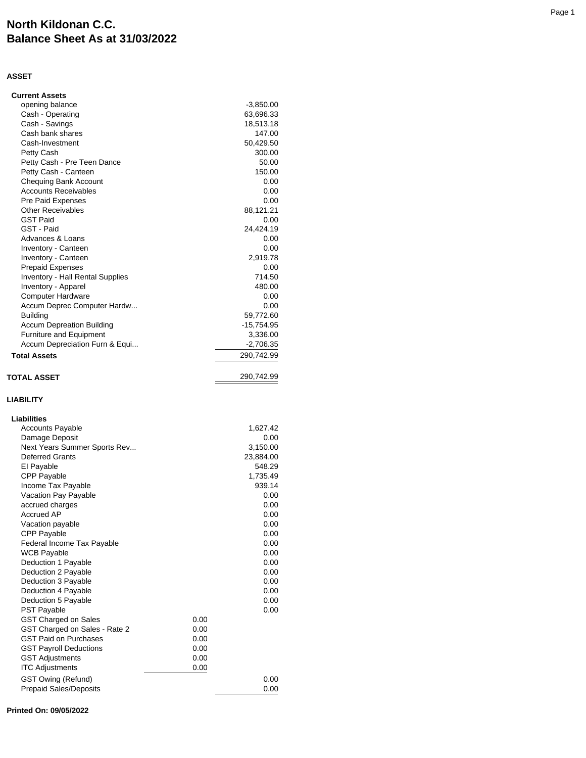# North Kildonan C.C.
# Balance Sheet As at 31/03/2022

**ASSET**

| | | |
|---|---|---|
| **Current Assets** | | |
| opening balance | | -3,850.00 |
| Cash - Operating | | 63,696.33 |
| Cash - Savings | | 18,513.18 |
| Cash bank shares | | 147.00 |
| Cash-Investment | | 50,429.50 |
| Petty Cash | | 300.00 |
| Petty Cash - Pre Teen Dance | | 50.00 |
| Petty Cash - Canteen | | 150.00 |
| Chequing Bank Account | | 0.00 |
| Accounts Receivables | | 0.00 |
| Pre Paid Expenses | | 0.00 |
| Other Receivables | | 88,121.21 |
| GST Paid | | 0.00 |
| GST - Paid | | 24,424.19 |
| Advances & Loans | | 0.00 |
| Inventory - Canteen | | 0.00 |
| Inventory - Canteen | | 2,919.78 |
| Prepaid Expenses | | 0.00 |
| Inventory - Hall Rental Supplies | | 714.50 |
| Inventory - Apparel | | 480.00 |
| Computer Hardware | | 0.00 |
| Accum Deprec Computer Hardw... | | 0.00 |
| Building | | 59,772.60 |
| Accum Depreation Building | | -15,754.95 |
| Furniture and Equipment | | 3,336.00 |
| Accum Depreciation Furn & Equi... | | -2,706.35 |
| **Total Assets** | | 290,742.99 |
| | | |
| **TOTAL ASSET** | | 290,742.99 |

**LIABILITY**

| | | |
|---|---|---|
| **Liabilities** | | |
| Accounts Payable | | 1,627.42 |
| Damage Deposit | | 0.00 |
| Next Years Summer Sports Rev... | | 3,150.00 |
| Deferred Grants | | 23,884.00 |
| EI Payable | | 548.29 |
| CPP Payable | | 1,735.49 |
| Income Tax Payable | | 939.14 |
| Vacation Pay Payable | | 0.00 |
| accrued charges | | 0.00 |
| Accrued AP | | 0.00 |
| Vacation payable | | 0.00 |
| CPP Payable | | 0.00 |
| Federal Income Tax Payable | | 0.00 |
| WCB Payable | | 0.00 |
| Deduction 1 Payable | | 0.00 |
| Deduction 2 Payable | | 0.00 |
| Deduction 3 Payable | | 0.00 |
| Deduction 4 Payable | | 0.00 |
| Deduction 5 Payable | | 0.00 |
| PST Payable | | 0.00 |
| GST Charged on Sales | 0.00 | |
| GST Charged on Sales - Rate 2 | 0.00 | |
| GST Paid on Purchases | 0.00 | |
| GST Payroll Deductions | 0.00 | |
| GST Adjustments | 0.00 | |
| ITC Adjustments | 0.00 | |
| GST Owing (Refund) | | 0.00 |
| Prepaid Sales/Deposits | | 0.00 |

**Printed On: 09/05/2022**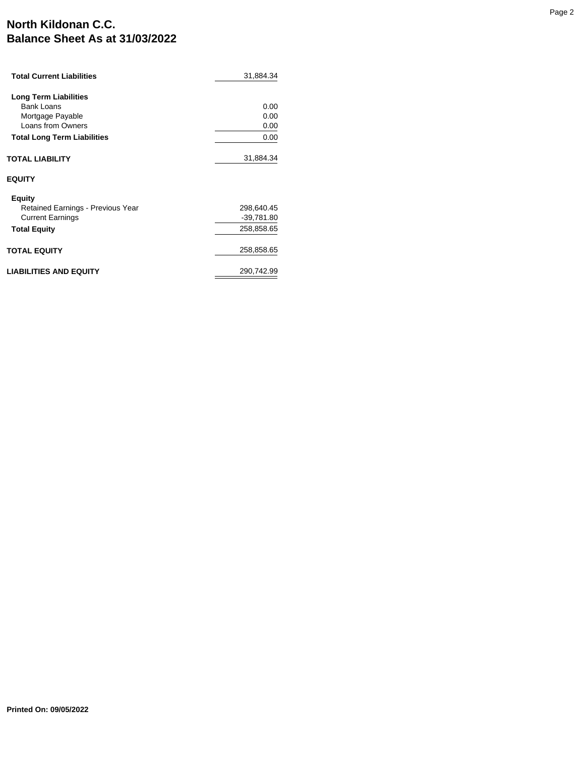# North Kildonan C.C.
## Balance Sheet As at 31/03/2022

| | |
|---|---|
| **Total Current Liabilities** | 31,884.34 |
| **Long Term Liabilities** | |
| Bank Loans | 0.00 |
| Mortgage Payable | 0.00 |
| Loans from Owners | 0.00 |
| **Total Long Term Liabilities** | 0.00 |
| **TOTAL LIABILITY** | 31,884.34 |
| **EQUITY** | |
| **Equity** | |
| Retained Earnings - Previous Year | 298,640.45 |
| Current Earnings | -39,781.80 |
| **Total Equity** | 258,858.65 |
| **TOTAL EQUITY** | 258,858.65 |
| **LIABILITIES AND EQUITY** | 290,742.99 |

**Printed On: 09/05/2022**